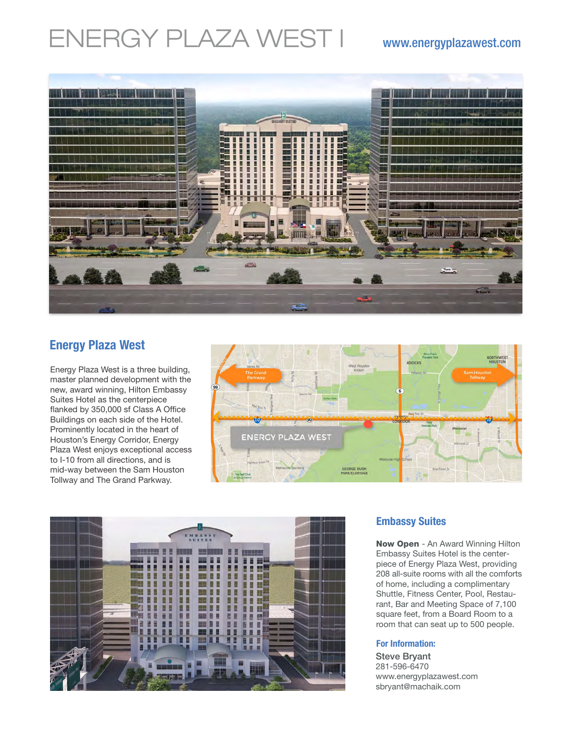# ENERGY PLAZA WEST I

www.energyplazawest.com

## Energy Plaza West

Energy Plaza West is a three building, master planned development with the new, award winning, Hilton Embassy Suites Hotel as the centerpiece flanked by 350,000 sf Class A Office Buildings on each side of the Hotel. Prominently located in the heart of Houston's Energy Corridor, Energy Plaza West enjoys exceptional access to I-10 from all directions, and is mid-way between the Sam Houston Tollway and The Grand Parkway.

## Embassy Suites

**Now Open** - An Award Winning Hilton Embassy Suites Hotel is the center-piece of Energy Plaza West, providing 208 all-suite rooms with all the comforts of home, including a complimentary Shuttle, Fitness Center, Pool, Restaurant, Bar and Meeting Space of 7,100 square feet, from a Board Room to a room that can seat up to 500 people.

### For Information:

Steve Bryant
281-596-6470
www.energyplazawest.com
sbryant@machaik.com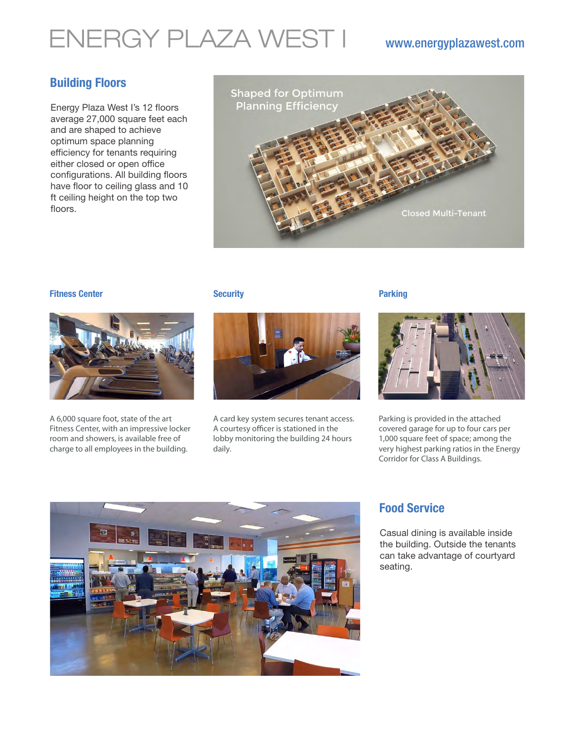# ENERGY PLAZA WEST I

www.energyplazawest.com

## Building Floors

Energy Plaza West I's 12 floors average 27,000 square feet each and are shaped to achieve optimum space planning efficiency for tenants requiring either closed or open office configurations. All building floors have floor to ceiling glass and 10 ft ceiling height on the top two floors.

Shaped for Optimum Planning Efficiency

Closed Multi-Tenant

### Fitness Center

A 6,000 square foot, state of the art Fitness Center, with an impressive locker room and showers, is available free of charge to all employees in the building.

### Security

A card key system secures tenant access. A courtesy officer is stationed in the lobby monitoring the building 24 hours daily.

### Parking

Parking is provided in the attached covered garage for up to four cars per 1,000 square feet of space; among the very highest parking ratios in the Energy Corridor for Class A Buildings.

## Food Service

Casual dining is available inside the building. Outside the tenants can take advantage of courtyard seating.